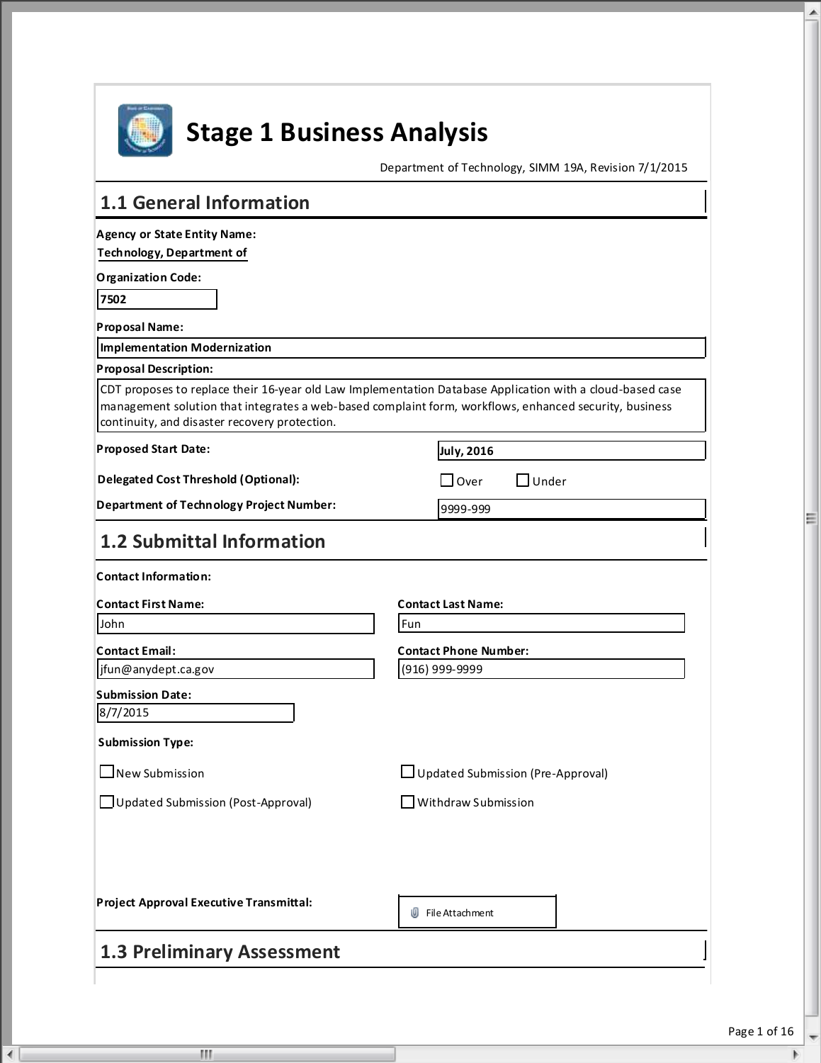# Stage 1 Business Analysis

Department of Technology, SIMM 19A, Revision 7/1/2015

## 1.1 General Information

**Agency or State Entity Name:**
Technology, Department of

**Organization Code:**
7502

**Proposal Name:**
Implementation Modernization

**Proposal Description:**
CDT proposes to replace their 16-year old Law Implementation Database Application with a cloud-based case management solution that integrates a web-based complaint form, workflows, enhanced security, business continuity, and disaster recovery protection.

**Proposed Start Date:** July, 2016

**Delegated Cost Threshold (Optional):** ☐ Over ☐ Under

**Department of Technology Project Number:** 9999-999

## 1.2 Submittal Information

**Contact Information:**

**Contact First Name:** John

**Contact Last Name:** Fun

**Contact Email:** jfun@anydept.ca.gov

**Contact Phone Number:** (916) 999-9999

**Submission Date:**
8/7/2015

**Submission Type:**

☐ New Submission

☐ Updated Submission (Pre-Approval)

☐ Updated Submission (Post-Approval)

☐ Withdraw Submission

**Project Approval Executive Transmittal:** File Attachment

## 1.3 Preliminary Assessment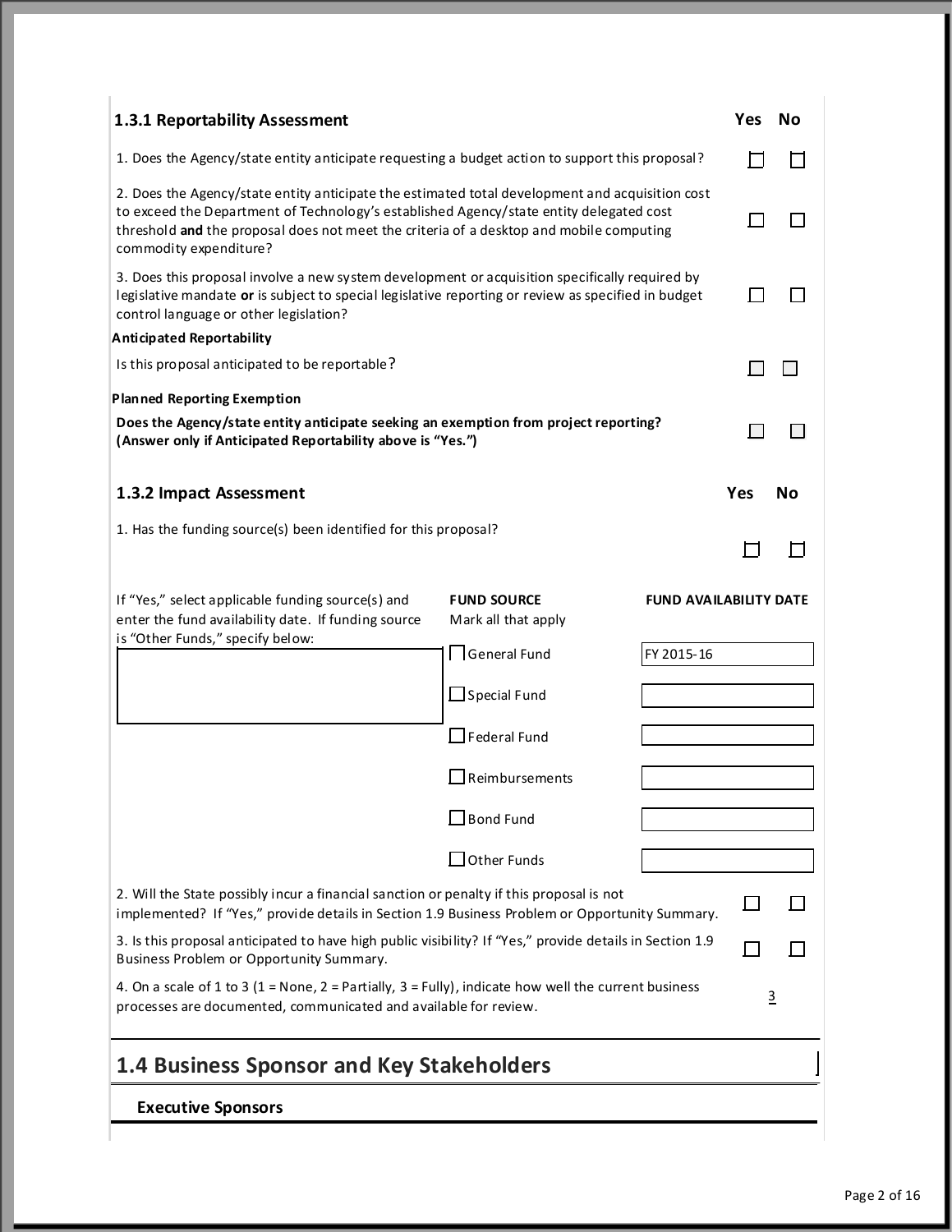### 1.3.1 Reportability Assessment

| | Yes | No |
|---|---|---|
| 1. Does the Agency/state entity anticipate requesting a budget action to support this proposal? | ☐ | ☐ |
| 2. Does the Agency/state entity anticipate the estimated total development and acquisition cost to exceed the Department of Technology's established Agency/state entity delegated cost threshold **and** the proposal does not meet the criteria of a desktop and mobile computing commodity expenditure? | ☐ | ☐ |
| 3. Does this proposal involve a new system development or acquisition specifically required by legislative mandate **or** is subject to special legislative reporting or review as specified in budget control language or other legislation? | ☐ | ☐ |
| **Anticipated Reportability** | | |
| Is this proposal anticipated to be reportable? | ☐ | ☐ |
| **Planned Reporting Exemption** | | |
| **Does the Agency/state entity anticipate seeking an exemption from project reporting? (Answer only if Anticipated Reportability above is "Yes.")** | ☐ | ☐ |

### 1.3.2 Impact Assessment

| | Yes | No |
|---|---|---|
| 1. Has the funding source(s) been identified for this proposal? | ☐ | ☐ |

If "Yes," select applicable funding source(s) and enter the fund availability date. If funding source is "Other Funds," specify below:

| FUND SOURCE (Mark all that apply) | FUND AVAILABILITY DATE |
|---|---|
| ☐ General Fund | FY 2015-16 |
| ☐ Special Fund | |
| ☐ Federal Fund | |
| ☐ Reimbursements | |
| ☐ Bond Fund | |
| ☐ Other Funds | |

| | Yes | No |
|---|---|---|
| 2. Will the State possibly incur a financial sanction or penalty if this proposal is not implemented? If "Yes," provide details in Section 1.9 Business Problem or Opportunity Summary. | ☐ | ☐ |
| 3. Is this proposal anticipated to have high public visibility? If "Yes," provide details in Section 1.9 Business Problem or Opportunity Summary. | ☐ | ☐ |

4. On a scale of 1 to 3 (1 = None, 2 = Partially, 3 = Fully), indicate how well the current business processes are documented, communicated and available for review. 3

## 1.4 Business Sponsor and Key Stakeholders

### Executive Sponsors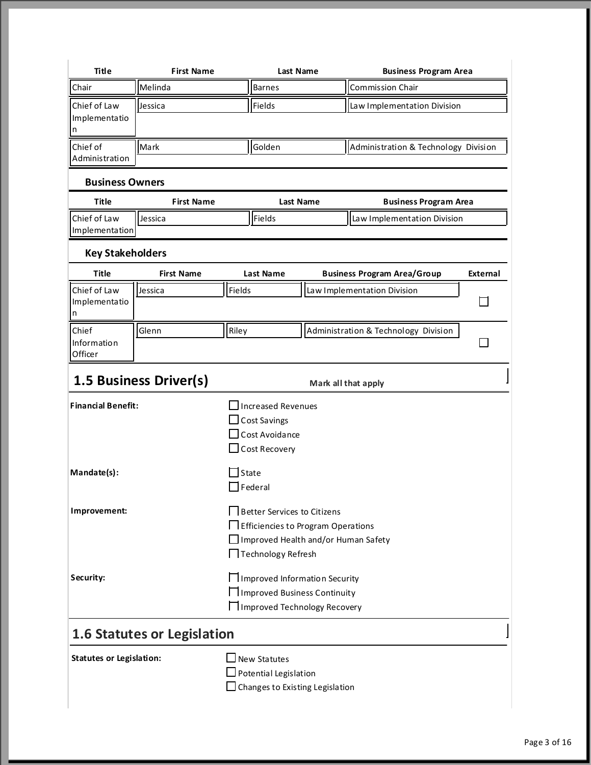| Title | First Name | Last Name | Business Program Area |
|---|---|---|---|
| Chair | Melinda | Barnes | Commission Chair |
| Chief of Law Implementation | Jessica | Fields | Law Implementation Division |
| Chief of Administration | Mark | Golden | Administration & Technology Division |

### Business Owners

| Title | First Name | Last Name | Business Program Area |
|---|---|---|---|
| Chief of Law Implementation | Jessica | Fields | Law Implementation Division |

### Key Stakeholders

| Title | First Name | Last Name | Business Program Area/Group | External |
|---|---|---|---|---|
| Chief of Law Implementation | Jessica | Fields | Law Implementation Division | ☐ |
| Chief Information Officer | Glenn | Riley | Administration & Technology Division | ☐ |

## 1.5 Business Driver(s)

**Mark all that apply**

**Financial Benefit:**

- ☐ Increased Revenues
- ☐ Cost Savings
- ☐ Cost Avoidance
- ☐ Cost Recovery

**Mandate(s):**

- ☐ State
- ☐ Federal

**Improvement:**

- ☐ Better Services to Citizens
- ☐ Efficiencies to Program Operations
- ☐ Improved Health and/or Human Safety
- ☐ Technology Refresh

**Security:**

- ☐ Improved Information Security
- ☐ Improved Business Continuity
- ☐ Improved Technology Recovery

## 1.6 Statutes or Legislation

**Statutes or Legislation:**

- ☐ New Statutes
- ☐ Potential Legislation
- ☐ Changes to Existing Legislation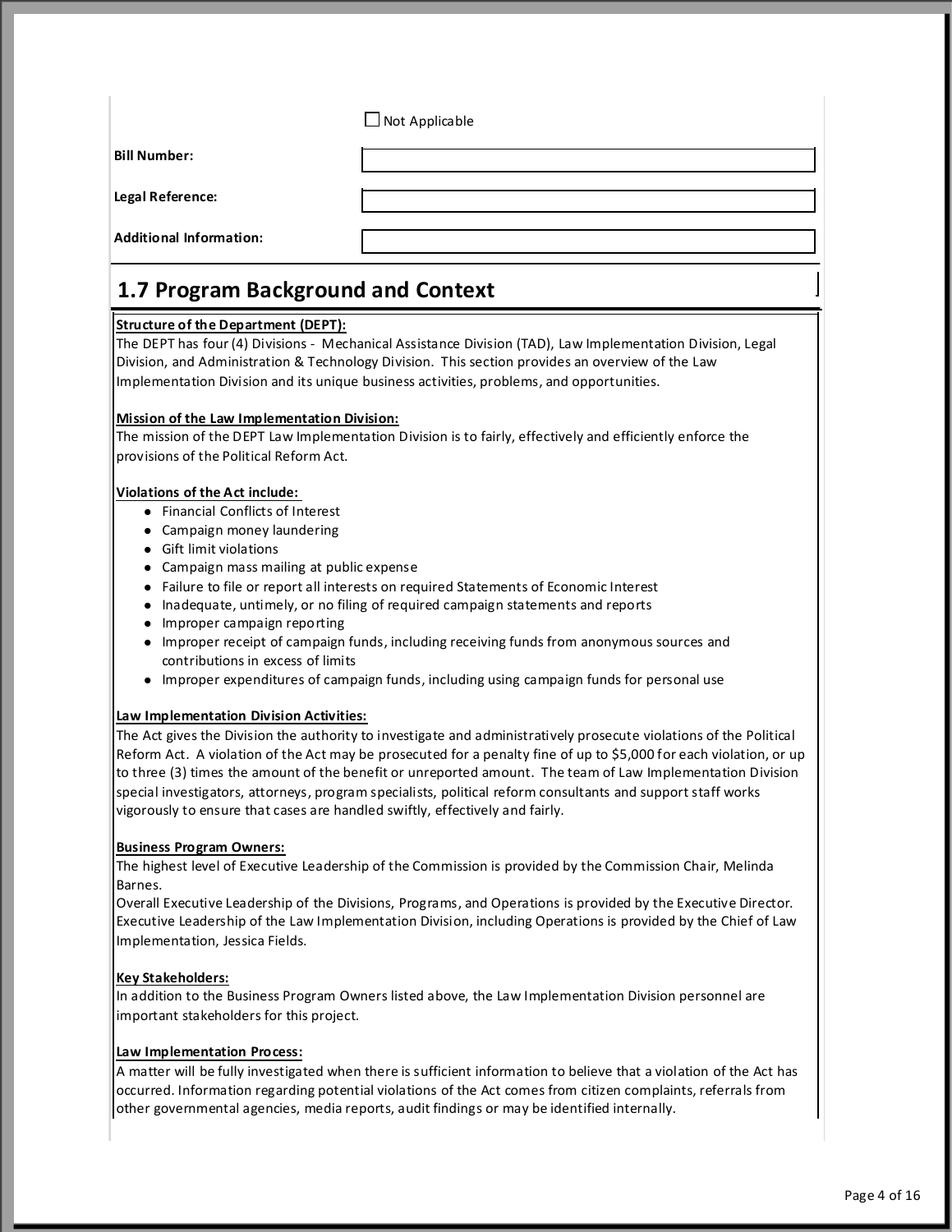☐ Not Applicable

**Bill Number:**

**Legal Reference:**

**Additional Information:**

## 1.7 Program Background and Context

**Structure of the Department (DEPT):**
The DEPT has four (4) Divisions - Mechanical Assistance Division (TAD), Law Implementation Division, Legal Division, and Administration & Technology Division. This section provides an overview of the Law Implementation Division and its unique business activities, problems, and opportunities.

**Mission of the Law Implementation Division:**
The mission of the DEPT Law Implementation Division is to fairly, effectively and efficiently enforce the provisions of the Political Reform Act.

**Violations of the Act include:**

- Financial Conflicts of Interest
- Campaign money laundering
- Gift limit violations
- Campaign mass mailing at public expense
- Failure to file or report all interests on required Statements of Economic Interest
- Inadequate, untimely, or no filing of required campaign statements and reports
- Improper campaign reporting
- Improper receipt of campaign funds, including receiving funds from anonymous sources and contributions in excess of limits
- Improper expenditures of campaign funds, including using campaign funds for personal use

**Law Implementation Division Activities:**
The Act gives the Division the authority to investigate and administratively prosecute violations of the Political Reform Act. A violation of the Act may be prosecuted for a penalty fine of up to $5,000 for each violation, or up to three (3) times the amount of the benefit or unreported amount. The team of Law Implementation Division special investigators, attorneys, program specialists, political reform consultants and support staff works vigorously to ensure that cases are handled swiftly, effectively and fairly.

**Business Program Owners:**
The highest level of Executive Leadership of the Commission is provided by the Commission Chair, Melinda Barnes.
Overall Executive Leadership of the Divisions, Programs, and Operations is provided by the Executive Director. Executive Leadership of the Law Implementation Division, including Operations is provided by the Chief of Law Implementation, Jessica Fields.

**Key Stakeholders:**
In addition to the Business Program Owners listed above, the Law Implementation Division personnel are important stakeholders for this project.

**Law Implementation Process:**
A matter will be fully investigated when there is sufficient information to believe that a violation of the Act has occurred. Information regarding potential violations of the Act comes from citizen complaints, referrals from other governmental agencies, media reports, audit findings or may be identified internally.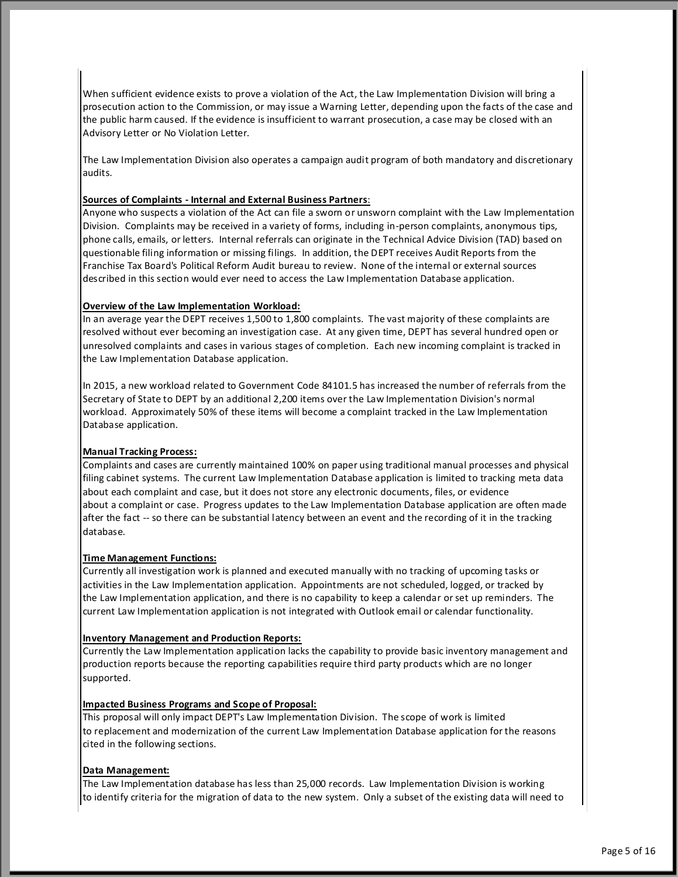When sufficient evidence exists to prove a violation of the Act, the Law Implementation Division will bring a prosecution action to the Commission, or may issue a Warning Letter, depending upon the facts of the case and the public harm caused. If the evidence is insufficient to warrant prosecution, a case may be closed with an Advisory Letter or No Violation Letter.

The Law Implementation Division also operates a campaign audit program of both mandatory and discretionary audits.

**Sources of Complaints - Internal and External Business Partners**:
Anyone who suspects a violation of the Act can file a sworn or unsworn complaint with the Law Implementation Division. Complaints may be received in a variety of forms, including in-person complaints, anonymous tips, phone calls, emails, or letters. Internal referrals can originate in the Technical Advice Division (TAD) based on questionable filing information or missing filings. In addition, the DEPT receives Audit Reports from the Franchise Tax Board's Political Reform Audit bureau to review. None of the internal or external sources described in this section would ever need to access the Law Implementation Database application.

**Overview of the Law Implementation Workload:**
In an average year the DEPT receives 1,500 to 1,800 complaints. The vast majority of these complaints are resolved without ever becoming an investigation case. At any given time, DEPT has several hundred open or unresolved complaints and cases in various stages of completion. Each new incoming complaint is tracked in the Law Implementation Database application.

In 2015, a new workload related to Government Code 84101.5 has increased the number of referrals from the Secretary of State to DEPT by an additional 2,200 items over the Law Implementation Division's normal workload. Approximately 50% of these items will become a complaint tracked in the Law Implementation Database application.

**Manual Tracking Process:**
Complaints and cases are currently maintained 100% on paper using traditional manual processes and physical filing cabinet systems. The current Law Implementation Database application is limited to tracking meta data about each complaint and case, but it does not store any electronic documents, files, or evidence about a complaint or case. Progress updates to the Law Implementation Database application are often made after the fact -- so there can be substantial latency between an event and the recording of it in the tracking database.

**Time Management Functions:**
Currently all investigation work is planned and executed manually with no tracking of upcoming tasks or activities in the Law Implementation application. Appointments are not scheduled, logged, or tracked by the Law Implementation application, and there is no capability to keep a calendar or set up reminders. The current Law Implementation application is not integrated with Outlook email or calendar functionality.

**Inventory Management and Production Reports:**
Currently the Law Implementation application lacks the capability to provide basic inventory management and production reports because the reporting capabilities require third party products which are no longer supported.

**Impacted Business Programs and Scope of Proposal:**
This proposal will only impact DEPT's Law Implementation Division. The scope of work is limited to replacement and modernization of the current Law Implementation Database application for the reasons cited in the following sections.

**Data Management:**
The Law Implementation database has less than 25,000 records. Law Implementation Division is working to identify criteria for the migration of data to the new system. Only a subset of the existing data will need to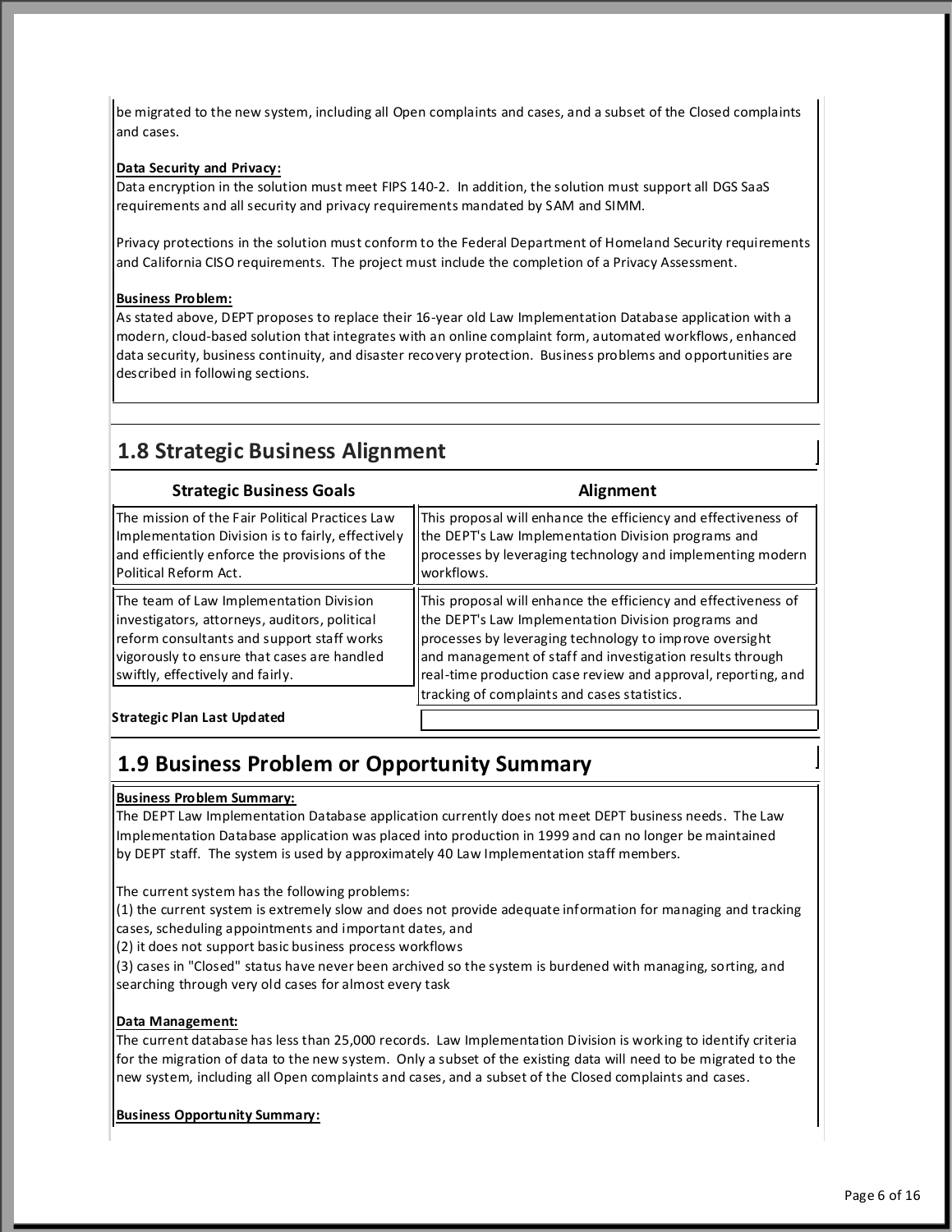be migrated to the new system, including all Open complaints and cases, and a subset of the Closed complaints and cases.

**Data Security and Privacy:**
Data encryption in the solution must meet FIPS 140-2. In addition, the solution must support all DGS SaaS requirements and all security and privacy requirements mandated by SAM and SIMM.

Privacy protections in the solution must conform to the Federal Department of Homeland Security requirements and California CISO requirements. The project must include the completion of a Privacy Assessment.

**Business Problem:**
As stated above, DEPT proposes to replace their 16-year old Law Implementation Database application with a modern, cloud-based solution that integrates with an online complaint form, automated workflows, enhanced data security, business continuity, and disaster recovery protection. Business problems and opportunities are described in following sections.

## 1.8 Strategic Business Alignment

| Strategic Business Goals | Alignment |
| --- | --- |
| The mission of the Fair Political Practices Law Implementation Division is to fairly, effectively and efficiently enforce the provisions of the Political Reform Act. | This proposal will enhance the efficiency and effectiveness of the DEPT's Law Implementation Division programs and processes by leveraging technology and implementing modern workflows. |
| The team of Law Implementation Division investigators, attorneys, auditors, political reform consultants and support staff works vigorously to ensure that cases are handled swiftly, effectively and fairly. | This proposal will enhance the efficiency and effectiveness of the DEPT's Law Implementation Division programs and processes by leveraging technology to improve oversight and management of staff and investigation results through real-time production case review and approval, reporting, and tracking of complaints and cases statistics. |
| **Strategic Plan Last Updated** | |

## 1.9 Business Problem or Opportunity Summary

**Business Problem Summary:**
The DEPT Law Implementation Database application currently does not meet DEPT business needs. The Law Implementation Database application was placed into production in 1999 and can no longer be maintained by DEPT staff. The system is used by approximately 40 Law Implementation staff members.

The current system has the following problems:
(1) the current system is extremely slow and does not provide adequate information for managing and tracking cases, scheduling appointments and important dates, and
(2) it does not support basic business process workflows
(3) cases in "Closed" status have never been archived so the system is burdened with managing, sorting, and searching through very old cases for almost every task

**Data Management:**
The current database has less than 25,000 records. Law Implementation Division is working to identify criteria for the migration of data to the new system. Only a subset of the existing data will need to be migrated to the new system, including all Open complaints and cases, and a subset of the Closed complaints and cases.

**Business Opportunity Summary:**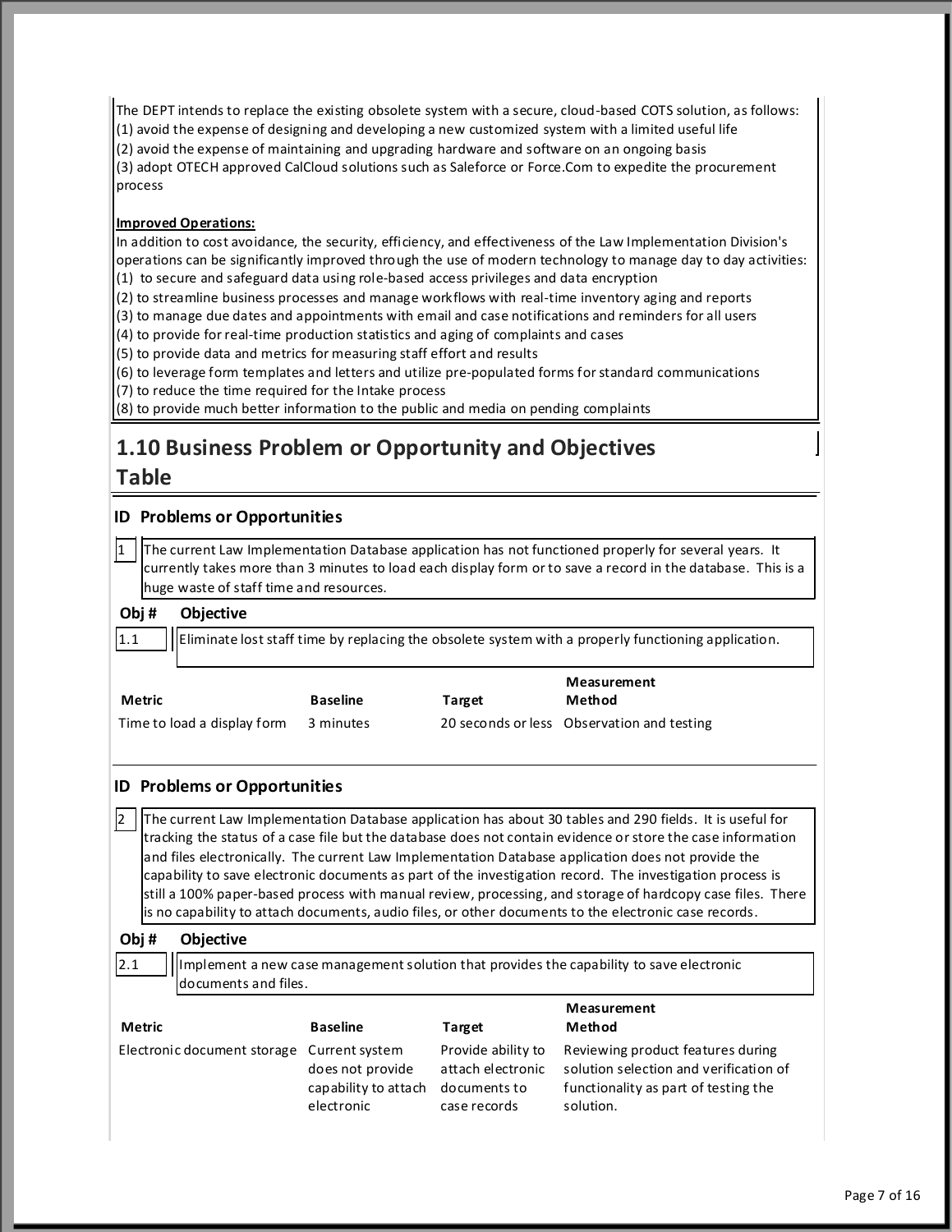The DEPT intends to replace the existing obsolete system with a secure, cloud-based COTS solution, as follows:
(1) avoid the expense of designing and developing a new customized system with a limited useful life
(2) avoid the expense of maintaining and upgrading hardware and software on an ongoing basis
(3) adopt OTECH approved CalCloud solutions such as Saleforce or Force.Com to expedite the procurement process

**Improved Operations:**

In addition to cost avoidance, the security, efficiency, and effectiveness of the Law Implementation Division's operations can be significantly improved through the use of modern technology to manage day to day activities:
(1) to secure and safeguard data using role-based access privileges and data encryption
(2) to streamline business processes and manage workflows with real-time inventory aging and reports
(3) to manage due dates and appointments with email and case notifications and reminders for all users
(4) to provide for real-time production statistics and aging of complaints and cases
(5) to provide data and metrics for measuring staff effort and results
(6) to leverage form templates and letters and utilize pre-populated forms for standard communications
(7) to reduce the time required for the Intake process
(8) to provide much better information to the public and media on pending complaints

## 1.10 Business Problem or Opportunity and Objectives Table

**ID Problems or Opportunities**

1 The current Law Implementation Database application has not functioned properly for several years. It currently takes more than 3 minutes to load each display form or to save a record in the database. This is a huge waste of staff time and resources.

| Obj # | Objective |
|---|---|
| 1.1 | Eliminate lost staff time by replacing the obsolete system with a properly functioning application. |

| Metric | Baseline | Target | Measurement Method |
|---|---|---|---|
| Time to load a display form | 3 minutes | 20 seconds or less | Observation and testing |

**ID Problems or Opportunities**

2 The current Law Implementation Database application has about 30 tables and 290 fields. It is useful for tracking the status of a case file but the database does not contain evidence or store the case information and files electronically. The current Law Implementation Database application does not provide the capability to save electronic documents as part of the investigation record. The investigation process is still a 100% paper-based process with manual review, processing, and storage of hardcopy case files. There is no capability to attach documents, audio files, or other documents to the electronic case records.

| Obj # | Objective |
|---|---|
| 2.1 | Implement a new case management solution that provides the capability to save electronic documents and files. |

| Metric | Baseline | Target | Measurement Method |
|---|---|---|---|
| Electronic document storage | Current system does not provide capability to attach electronic | Provide ability to attach electronic documents to case records | Reviewing product features during solution selection and verification of functionality as part of testing the solution. |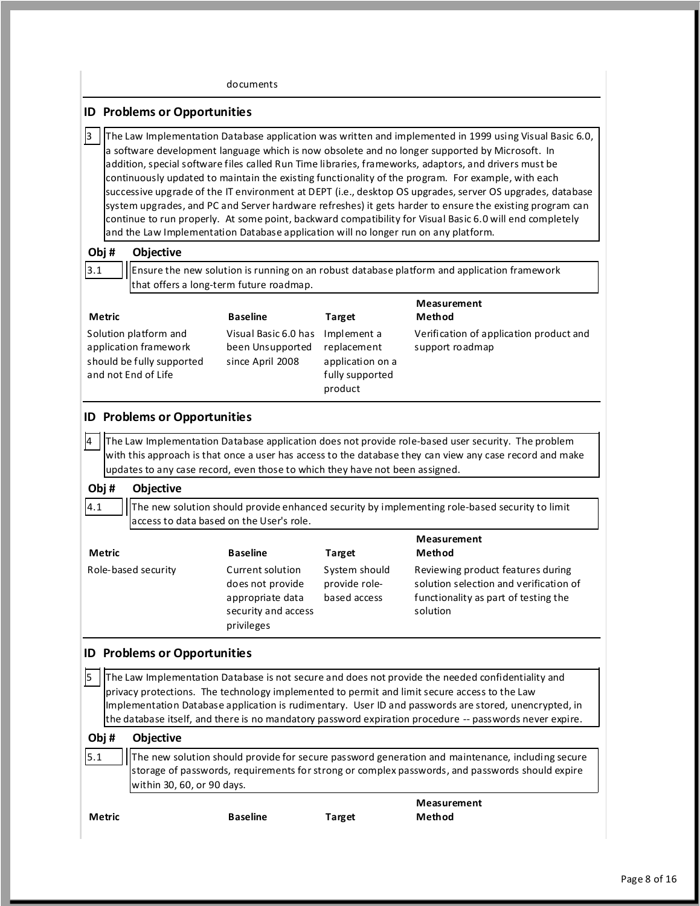documents

## ID Problems or Opportunities

| ID | Description |
|---|---|
| 3 | The Law Implementation Database application was written and implemented in 1999 using Visual Basic 6.0, a software development language which is now obsolete and no longer supported by Microsoft. In addition, special software files called Run Time libraries, frameworks, adaptors, and drivers must be continuously updated to maintain the existing functionality of the program. For example, with each successive upgrade of the IT environment at DEPT (i.e., desktop OS upgrades, server OS upgrades, database system upgrades, and PC and Server hardware refreshes) it gets harder to ensure the existing program can continue to run properly. At some point, backward compatibility for Visual Basic 6.0 will end completely and the Law Implementation Database application will no longer run on any platform. |

| Obj # | Objective |
|---|---|
| 3.1 | Ensure the new solution is running on an robust database platform and application framework that offers a long-term future roadmap. |

| Metric | Baseline | Target | Measurement Method |
|---|---|---|---|
| Solution platform and application framework should be fully supported and not End of Life | Visual Basic 6.0 has been Unsupported since April 2008 | Implement a replacement application on a fully supported product | Verification of application product and support roadmap |

## ID Problems or Opportunities

| ID | Description |
|---|---|
| 4 | The Law Implementation Database application does not provide role-based user security. The problem with this approach is that once a user has access to the database they can view any case record and make updates to any case record, even those to which they have not been assigned. |

| Obj # | Objective |
|---|---|
| 4.1 | The new solution should provide enhanced security by implementing role-based security to limit access to data based on the User's role. |

| Metric | Baseline | Target | Measurement Method |
|---|---|---|---|
| Role-based security | Current solution does not provide appropriate data security and access privileges | System should provide role-based access | Reviewing product features during solution selection and verification of functionality as part of testing the solution |

## ID Problems or Opportunities

| ID | Description |
|---|---|
| 5 | The Law Implementation Database is not secure and does not provide the needed confidentiality and privacy protections. The technology implemented to permit and limit secure access to the Law Implementation Database application is rudimentary. User ID and passwords are stored, unencrypted, in the database itself, and there is no mandatory password expiration procedure -- passwords never expire. |

| Obj # | Objective |
|---|---|
| 5.1 | The new solution should provide for secure password generation and maintenance, including secure storage of passwords, requirements for strong or complex passwords, and passwords should expire within 30, 60, or 90 days. |

| Metric | Baseline | Target | Measurement Method |
|---|---|---|---|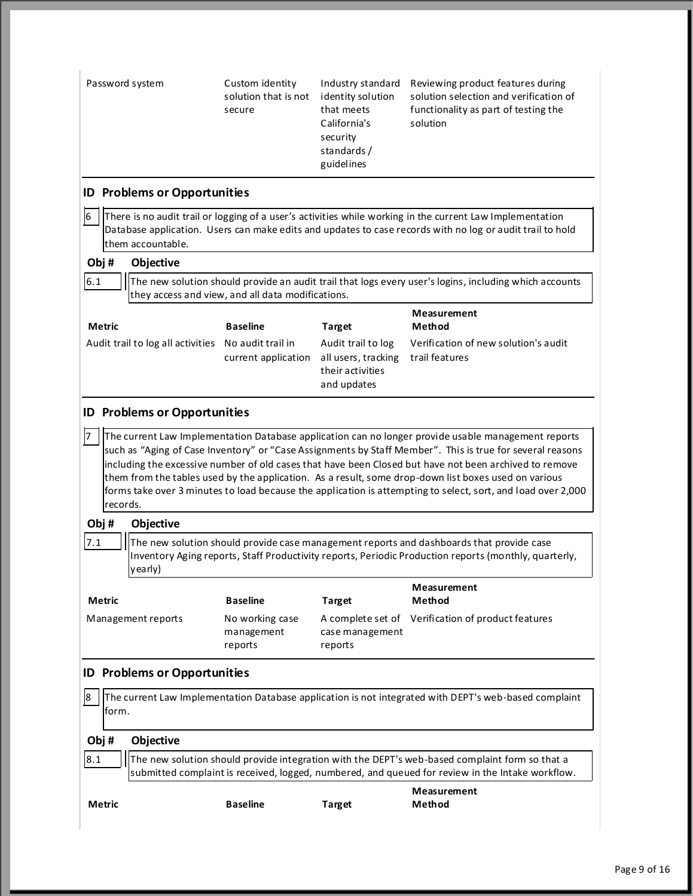| Password system | Custom identity solution that is not secure | Industry standard identity solution that meets California's security standards / guidelines | Reviewing product features during solution selection and verification of functionality as part of testing the solution |
|---|---|---|---|

### ID Problems or Opportunities

| 6 | There is no audit trail or logging of a user's activities while working in the current Law Implementation Database application. Users can make edits and updates to case records with no log or audit trail to hold them accountable. |
|---|---|

| Obj # | Objective |
|---|---|
| 6.1 | The new solution should provide an audit trail that logs every user's logins, including which accounts they access and view, and all data modifications. |

| Metric | Baseline | Target | Measurement Method |
|---|---|---|---|
| Audit trail to log all activities | No audit trail in current application | Audit trail to log all users, tracking their activities and updates | Verification of new solution's audit trail features |

### ID Problems or Opportunities

| 7 | The current Law Implementation Database application can no longer provide usable management reports such as "Aging of Case Inventory" or "Case Assignments by Staff Member". This is true for several reasons including the excessive number of old cases that have been Closed but have not been archived to remove them from the tables used by the application. As a result, some drop-down list boxes used on various forms take over 3 minutes to load because the application is attempting to select, sort, and load over 2,000 records. |
|---|---|

| Obj # | Objective |
|---|---|
| 7.1 | The new solution should provide case management reports and dashboards that provide case Inventory Aging reports, Staff Productivity reports, Periodic Production reports (monthly, quarterly, yearly) |

| Metric | Baseline | Target | Measurement Method |
|---|---|---|---|
| Management reports | No working case management reports | A complete set of case management reports | Verification of product features |

### ID Problems or Opportunities

| 8 | The current Law Implementation Database application is not integrated with DEPT's web-based complaint form. |
|---|---|

| Obj # | Objective |
|---|---|
| 8.1 | The new solution should provide integration with the DEPT's web-based complaint form so that a submitted complaint is received, logged, numbered, and queued for review in the Intake workflow. |

| Metric | Baseline | Target | Measurement Method |
|---|---|---|---|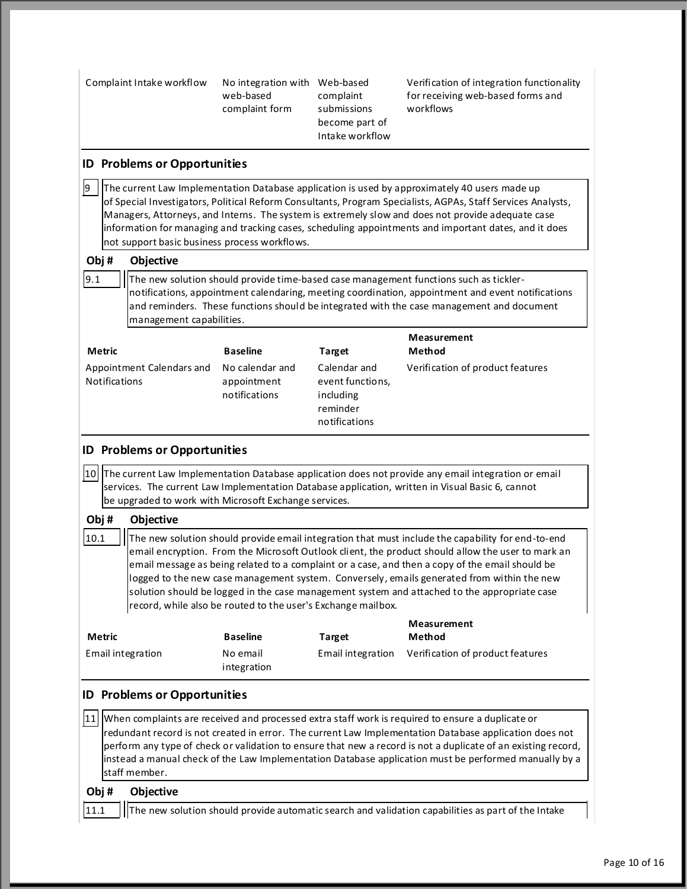| Complaint Intake workflow | No integration with web-based complaint form | Web-based complaint submissions become part of Intake workflow | Verification of integration functionality for receiving web-based forms and workflows |
|---|---|---|---|

### ID Problems or Opportunities

**9** The current Law Implementation Database application is used by approximately 40 users made up of Special Investigators, Political Reform Consultants, Program Specialists, AGPAs, Staff Services Analysts, Managers, Attorneys, and Interns. The system is extremely slow and does not provide adequate case information for managing and tracking cases, scheduling appointments and important dates, and it does not support basic business process workflows.

**Obj # Objective**

**9.1** The new solution should provide time-based case management functions such as tickler-notifications, appointment calendaring, meeting coordination, appointment and event notifications and reminders. These functions should be integrated with the case management and document management capabilities.

| Metric | Baseline | Target | Measurement Method |
|---|---|---|---|
| Appointment Calendars and Notifications | No calendar and appointment notifications | Calendar and event functions, including reminder notifications | Verification of product features |

### ID Problems or Opportunities

**10** The current Law Implementation Database application does not provide any email integration or email services. The current Law Implementation Database application, written in Visual Basic 6, cannot be upgraded to work with Microsoft Exchange services.

**Obj # Objective**

**10.1** The new solution should provide email integration that must include the capability for end-to-end email encryption. From the Microsoft Outlook client, the product should allow the user to mark an email message as being related to a complaint or a case, and then a copy of the email should be logged to the new case management system. Conversely, emails generated from within the new solution should be logged in the case management system and attached to the appropriate case record, while also be routed to the user's Exchange mailbox.

| Metric | Baseline | Target | Measurement Method |
|---|---|---|---|
| Email integration | No email integration | Email integration | Verification of product features |

### ID Problems or Opportunities

**11** When complaints are received and processed extra staff work is required to ensure a duplicate or redundant record is not created in error. The current Law Implementation Database application does not perform any type of check or validation to ensure that new a record is not a duplicate of an existing record, instead a manual check of the Law Implementation Database application must be performed manually by a staff member.

**Obj # Objective**

**11.1** The new solution should provide automatic search and validation capabilities as part of the Intake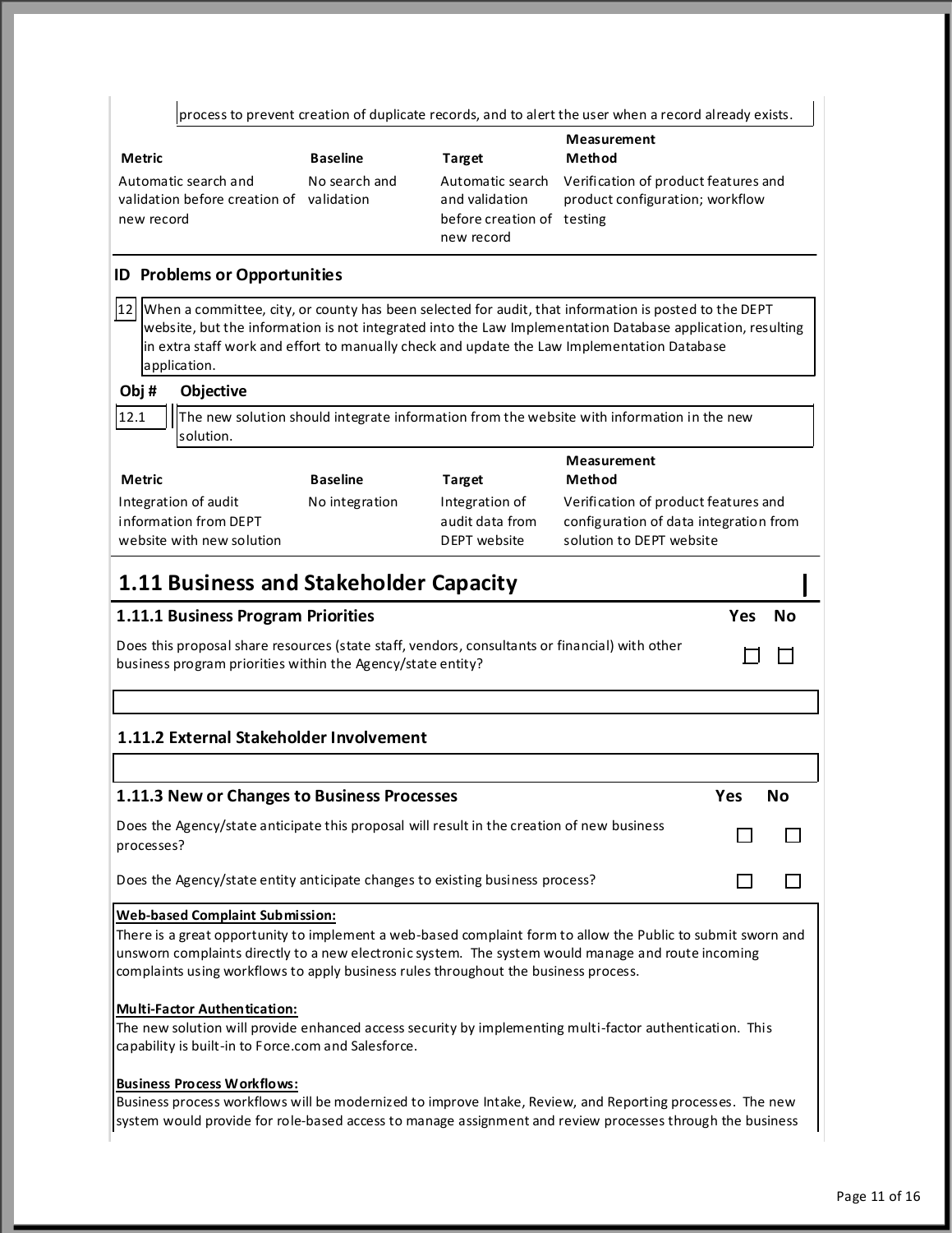process to prevent creation of duplicate records, and to alert the user when a record already exists.

| Metric | Baseline | Target | Measurement Method |
|---|---|---|---|
| Automatic search and validation before creation of new record | No search and validation | Automatic search and validation before creation of new record | Verification of product features and product configuration; workflow testing |

### ID Problems or Opportunities

12 When a committee, city, or county has been selected for audit, that information is posted to the DEPT website, but the information is not integrated into the Law Implementation Database application, resulting in extra staff work and effort to manually check and update the Law Implementation Database application.

| Obj # | Objective |
|---|---|
| 12.1 | The new solution should integrate information from the website with information in the new solution. |

| Metric | Baseline | Target | Measurement Method |
|---|---|---|---|
| Integration of audit information from DEPT website with new solution | No integration | Integration of audit data from DEPT website | Verification of product features and configuration of data integration from solution to DEPT website |

## 1.11 Business and Stakeholder Capacity

### 1.11.1 Business Program Priorities

| | Yes | No |
|---|---|---|
| Does this proposal share resources (state staff, vendors, consultants or financial) with other business program priorities within the Agency/state entity? | ☐ | ☐ |

### 1.11.2 External Stakeholder Involvement

### 1.11.3 New or Changes to Business Processes

| | Yes | No |
|---|---|---|
| Does the Agency/state anticipate this proposal will result in the creation of new business processes? | ☐ | ☐ |
| Does the Agency/state entity anticipate changes to existing business process? | ☐ | ☐ |

**Web-based Complaint Submission:**
There is a great opportunity to implement a web-based complaint form to allow the Public to submit sworn and unsworn complaints directly to a new electronic system. The system would manage and route incoming complaints using workflows to apply business rules throughout the business process.

**Multi-Factor Authentication:**
The new solution will provide enhanced access security by implementing multi-factor authentication. This capability is built-in to Force.com and Salesforce.

**Business Process Workflows:**
Business process workflows will be modernized to improve Intake, Review, and Reporting processes. The new system would provide for role-based access to manage assignment and review processes through the business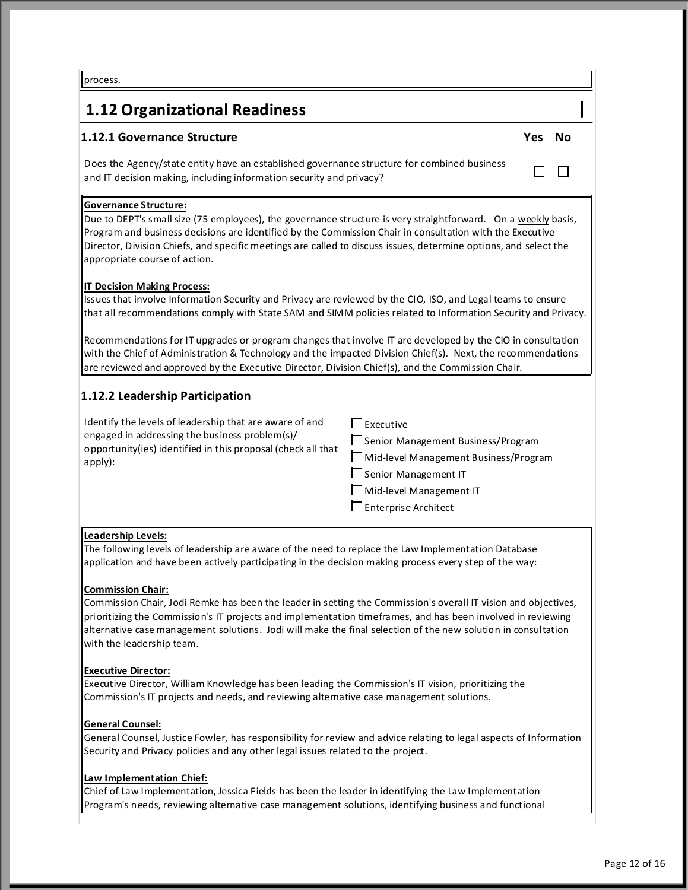process.

## 1.12 Organizational Readiness

### 1.12.1 Governance Structure

| | Yes | No |
|---|---|---|
| Does the Agency/state entity have an established governance structure for combined business and IT decision making, including information security and privacy? | ☐ | ☐ |

**Governance Structure:**
Due to DEPT's small size (75 employees), the governance structure is very straightforward. On a weekly basis, Program and business decisions are identified by the Commission Chair in consultation with the Executive Director, Division Chiefs, and specific meetings are called to discuss issues, determine options, and select the appropriate course of action.

**IT Decision Making Process:**
Issues that involve Information Security and Privacy are reviewed by the CIO, ISO, and Legal teams to ensure that all recommendations comply with State SAM and SIMM policies related to Information Security and Privacy.

Recommendations for IT upgrades or program changes that involve IT are developed by the CIO in consultation with the Chief of Administration & Technology and the impacted Division Chief(s). Next, the recommendations are reviewed and approved by the Executive Director, Division Chief(s), and the Commission Chair.

### 1.12.2 Leadership Participation

Identify the levels of leadership that are aware of and engaged in addressing the business problem(s)/ opportunity(ies) identified in this proposal (check all that apply):

- ☐ Executive
- ☐ Senior Management Business/Program
- ☐ Mid-level Management Business/Program
- ☐ Senior Management IT
- ☐ Mid-level Management IT
- ☐ Enterprise Architect

**Leadership Levels:**
The following levels of leadership are aware of the need to replace the Law Implementation Database application and have been actively participating in the decision making process every step of the way:

**Commission Chair:**
Commission Chair, Jodi Remke has been the leader in setting the Commission's overall IT vision and objectives, prioritizing the Commission's IT projects and implementation timeframes, and has been involved in reviewing alternative case management solutions. Jodi will make the final selection of the new solution in consultation with the leadership team.

**Executive Director:**
Executive Director, William Knowledge has been leading the Commission's IT vision, prioritizing the Commission's IT projects and needs, and reviewing alternative case management solutions.

**General Counsel:**
General Counsel, Justice Fowler, has responsibility for review and advice relating to legal aspects of Information Security and Privacy policies and any other legal issues related to the project.

**Law Implementation Chief:**
Chief of Law Implementation, Jessica Fields has been the leader in identifying the Law Implementation Program's needs, reviewing alternative case management solutions, identifying business and functional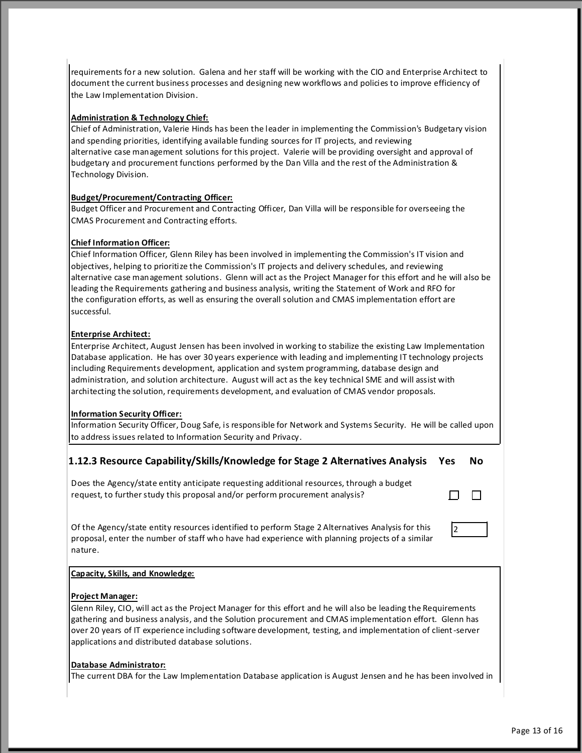requirements for a new solution. Galena and her staff will be working with the CIO and Enterprise Architect to document the current business processes and designing new workflows and policies to improve efficiency of the Law Implementation Division.

**Administration & Technology Chief:**

Chief of Administration, Valerie Hinds has been the leader in implementing the Commission's Budgetary vision and spending priorities, identifying available funding sources for IT projects, and reviewing alternative case management solutions for this project. Valerie will be providing oversight and approval of budgetary and procurement functions performed by the Dan Villa and the rest of the Administration & Technology Division.

**Budget/Procurement/Contracting Officer:**

Budget Officer and Procurement and Contracting Officer, Dan Villa will be responsible for overseeing the CMAS Procurement and Contracting efforts.

**Chief Information Officer:**

Chief Information Officer, Glenn Riley has been involved in implementing the Commission's IT vision and objectives, helping to prioritize the Commission's IT projects and delivery schedules, and reviewing alternative case management solutions. Glenn will act as the Project Manager for this effort and he will also be leading the Requirements gathering and business analysis, writing the Statement of Work and RFO for the configuration efforts, as well as ensuring the overall solution and CMAS implementation effort are successful.

**Enterprise Architect:**

Enterprise Architect, August Jensen has been involved in working to stabilize the existing Law Implementation Database application. He has over 30 years experience with leading and implementing IT technology projects including Requirements development, application and system programming, database design and administration, and solution architecture. August will act as the key technical SME and will assist with architecting the solution, requirements development, and evaluation of CMAS vendor proposals.

**Information Security Officer:**

Information Security Officer, Doug Safe, is responsible for Network and Systems Security. He will be called upon to address issues related to Information Security and Privacy.

### 1.12.3 Resource Capability/Skills/Knowledge for Stage 2 Alternatives Analysis

| | Yes | No |
|---|---|---|
| Does the Agency/state entity anticipate requesting additional resources, through a budget request, to further study this proposal and/or perform procurement analysis? | ☐ | ☐ |

Of the Agency/state entity resources identified to perform Stage 2 Alternatives Analysis for this proposal, enter the number of staff who have had experience with planning projects of a similar nature. **2**

**Capacity, Skills, and Knowledge:**

**Project Manager:**

Glenn Riley, CIO, will act as the Project Manager for this effort and he will also be leading the Requirements gathering and business analysis, and the Solution procurement and CMAS implementation effort. Glenn has over 20 years of IT experience including software development, testing, and implementation of client-server applications and distributed database solutions.

**Database Administrator:**

The current DBA for the Law Implementation Database application is August Jensen and he has been involved in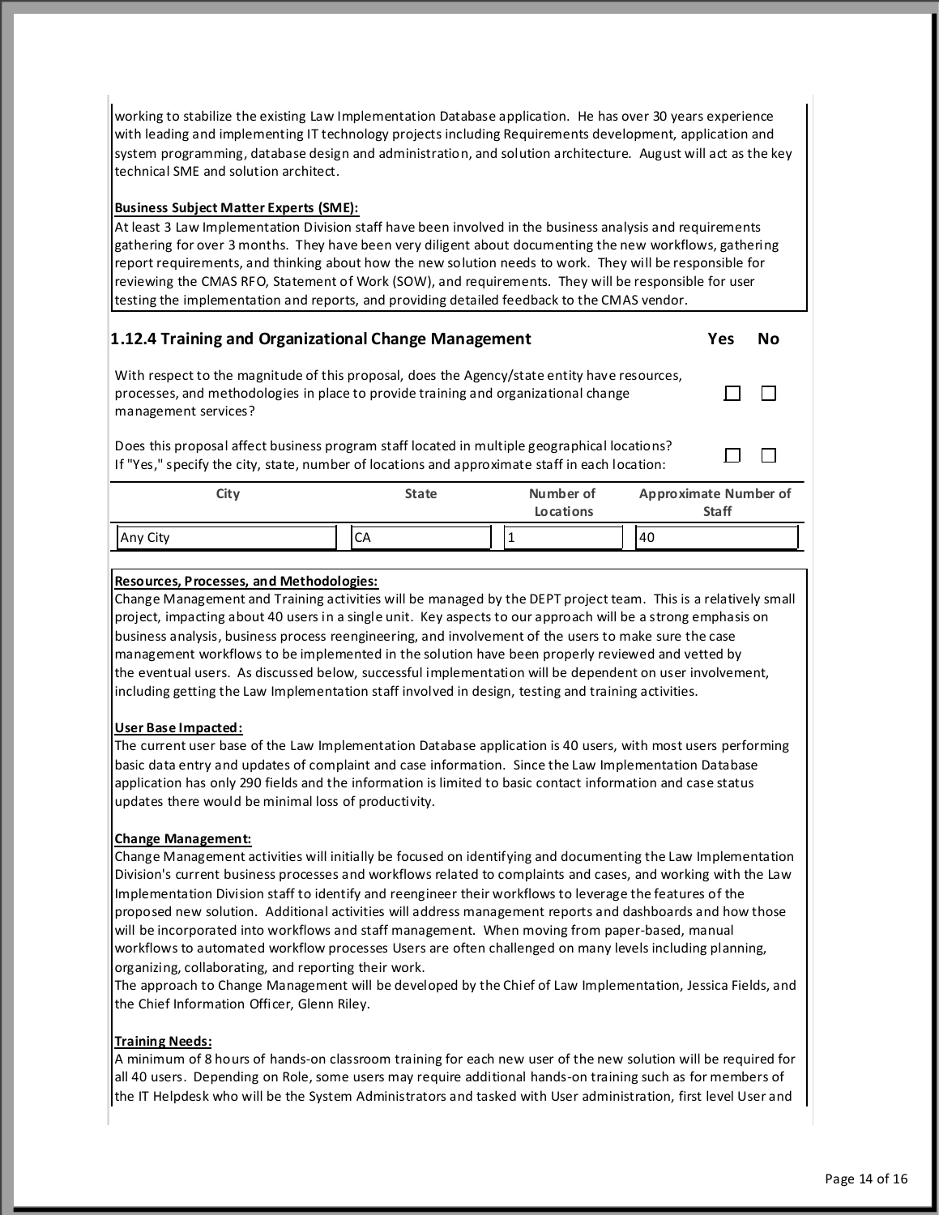working to stabilize the existing Law Implementation Database application. He has over 30 years experience with leading and implementing IT technology projects including Requirements development, application and system programming, database design and administration, and solution architecture. August will act as the key technical SME and solution architect.

**Business Subject Matter Experts (SME):**

At least 3 Law Implementation Division staff have been involved in the business analysis and requirements gathering for over 3 months. They have been very diligent about documenting the new workflows, gathering report requirements, and thinking about how the new solution needs to work. They will be responsible for reviewing the CMAS RFO, Statement of Work (SOW), and requirements. They will be responsible for user testing the implementation and reports, and providing detailed feedback to the CMAS vendor.

### 1.12.4 Training and Organizational Change Management

| | Yes | No |
|---|---|---|
| With respect to the magnitude of this proposal, does the Agency/state entity have resources, processes, and methodologies in place to provide training and organizational change management services? | ☐ | ☐ |
| Does this proposal affect business program staff located in multiple geographical locations? If "Yes," specify the city, state, number of locations and approximate staff in each location: | ☐ | ☐ |

| City | State | Number of Locations | Approximate Number of Staff |
|---|---|---|---|
| Any City | CA | 1 | 40 |

**Resources, Processes, and Methodologies:**

Change Management and Training activities will be managed by the DEPT project team. This is a relatively small project, impacting about 40 users in a single unit. Key aspects to our approach will be a strong emphasis on business analysis, business process reengineering, and involvement of the users to make sure the case management workflows to be implemented in the solution have been properly reviewed and vetted by the eventual users. As discussed below, successful implementation will be dependent on user involvement, including getting the Law Implementation staff involved in design, testing and training activities.

**User Base Impacted:**

The current user base of the Law Implementation Database application is 40 users, with most users performing basic data entry and updates of complaint and case information. Since the Law Implementation Database application has only 290 fields and the information is limited to basic contact information and case status updates there would be minimal loss of productivity.

**Change Management:**

Change Management activities will initially be focused on identifying and documenting the Law Implementation Division's current business processes and workflows related to complaints and cases, and working with the Law Implementation Division staff to identify and reengineer their workflows to leverage the features of the proposed new solution. Additional activities will address management reports and dashboards and how those will be incorporated into workflows and staff management. When moving from paper-based, manual workflows to automated workflow processes Users are often challenged on many levels including planning, organizing, collaborating, and reporting their work.

The approach to Change Management will be developed by the Chief of Law Implementation, Jessica Fields, and the Chief Information Officer, Glenn Riley.

**Training Needs:**

A minimum of 8 hours of hands-on classroom training for each new user of the new solution will be required for all 40 users. Depending on Role, some users may require additional hands-on training such as for members of the IT Helpdesk who will be the System Administrators and tasked with User administration, first level User and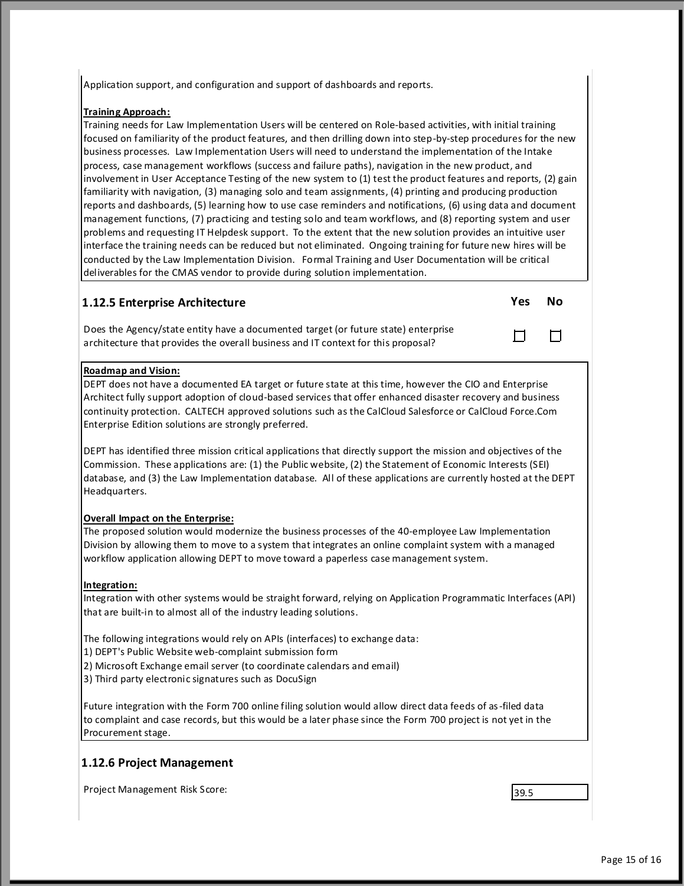Application support, and configuration and support of dashboards and reports.

**Training Approach:**
Training needs for Law Implementation Users will be centered on Role-based activities, with initial training focused on familiarity of the product features, and then drilling down into step-by-step procedures for the new business processes. Law Implementation Users will need to understand the implementation of the Intake process, case management workflows (success and failure paths), navigation in the new product, and involvement in User Acceptance Testing of the new system to (1) test the product features and reports, (2) gain familiarity with navigation, (3) managing solo and team assignments, (4) printing and producing production reports and dashboards, (5) learning how to use case reminders and notifications, (6) using data and document management functions, (7) practicing and testing solo and team workflows, and (8) reporting system and user problems and requesting IT Helpdesk support. To the extent that the new solution provides an intuitive user interface the training needs can be reduced but not eliminated. Ongoing training for future new hires will be conducted by the Law Implementation Division. Formal Training and User Documentation will be critical deliverables for the CMAS vendor to provide during solution implementation.

### 1.12.5 Enterprise Architecture

| | Yes | No |
|---|---|---|
| Does the Agency/state entity have a documented target (or future state) enterprise architecture that provides the overall business and IT context for this proposal? | ☐ | ☐ |

**Roadmap and Vision:**
DEPT does not have a documented EA target or future state at this time, however the CIO and Enterprise Architect fully support adoption of cloud-based services that offer enhanced disaster recovery and business continuity protection. CALTECH approved solutions such as the CalCloud Salesforce or CalCloud Force.Com Enterprise Edition solutions are strongly preferred.

DEPT has identified three mission critical applications that directly support the mission and objectives of the Commission. These applications are: (1) the Public website, (2) the Statement of Economic Interests (SEI) database, and (3) the Law Implementation database. All of these applications are currently hosted at the DEPT Headquarters.

**Overall Impact on the Enterprise:**
The proposed solution would modernize the business processes of the 40-employee Law Implementation Division by allowing them to move to a system that integrates an online complaint system with a managed workflow application allowing DEPT to move toward a paperless case management system.

**Integration:**
Integration with other systems would be straight forward, relying on Application Programmatic Interfaces (API) that are built-in to almost all of the industry leading solutions.

The following integrations would rely on APIs (interfaces) to exchange data:
1) DEPT's Public Website web-complaint submission form
2) Microsoft Exchange email server (to coordinate calendars and email)
3) Third party electronic signatures such as DocuSign

Future integration with the Form 700 online filing solution would allow direct data feeds of as-filed data to complaint and case records, but this would be a later phase since the Form 700 project is not yet in the Procurement stage.

### 1.12.6 Project Management

Project Management Risk Score: 39.5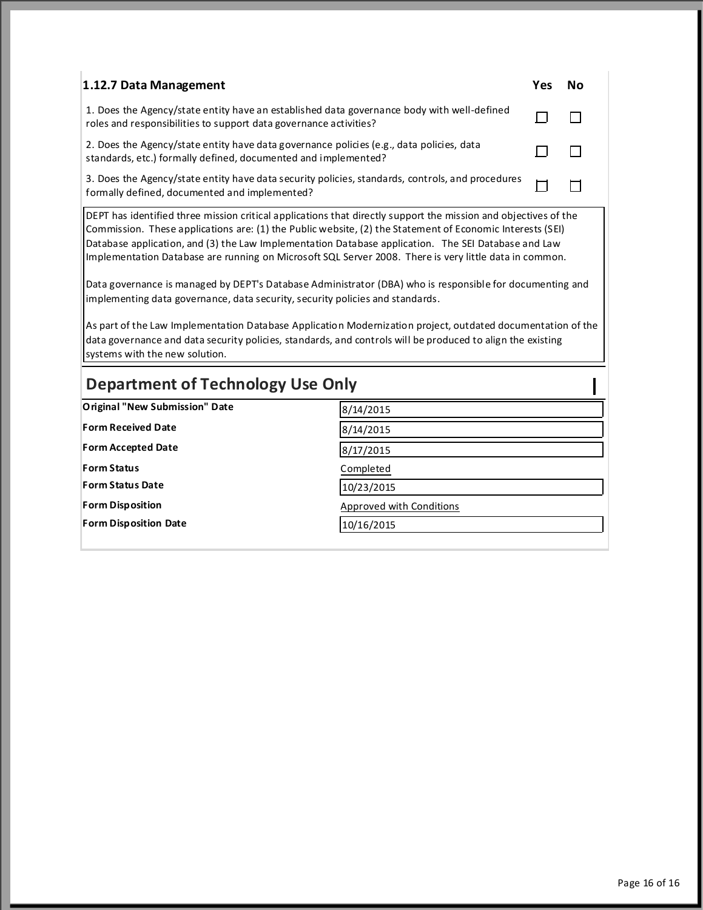### 1.12.7 Data Management

| | Yes | No |
|---|---|---|
| 1. Does the Agency/state entity have an established data governance body with well-defined roles and responsibilities to support data governance activities? | ☐ | ☐ |
| 2. Does the Agency/state entity have data governance policies (e.g., data policies, data standards, etc.) formally defined, documented and implemented? | ☐ | ☐ |
| 3. Does the Agency/state entity have data security policies, standards, controls, and procedures formally defined, documented and implemented? | ☐ | ☐ |

DEPT has identified three mission critical applications that directly support the mission and objectives of the Commission. These applications are: (1) the Public website, (2) the Statement of Economic Interests (SEI) Database application, and (3) the Law Implementation Database application. The SEI Database and Law Implementation Database are running on Microsoft SQL Server 2008. There is very little data in common.

Data governance is managed by DEPT's Database Administrator (DBA) who is responsible for documenting and implementing data governance, data security, security policies and standards.

As part of the Law Implementation Database Application Modernization project, outdated documentation of the data governance and data security policies, standards, and controls will be produced to align the existing systems with the new solution.

## Department of Technology Use Only

| | |
|---|---|
| **Original "New Submission" Date** | 8/14/2015 |
| **Form Received Date** | 8/14/2015 |
| **Form Accepted Date** | 8/17/2015 |
| **Form Status** | Completed |
| **Form Status Date** | 10/23/2015 |
| **Form Disposition** | Approved with Conditions |
| **Form Disposition Date** | 10/16/2015 |